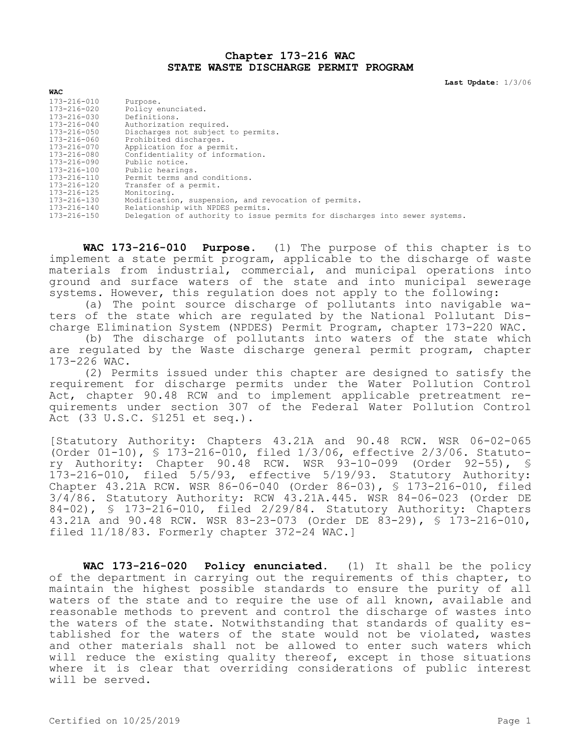# Chapter 173-216 WAC
## STATE WASTE DISCHARGE PERMIT PROGRAM

**Last Update:** 1/3/06

| WAC | |
|---|---|
| 173-216-010 | Purpose. |
| 173-216-020 | Policy enunciated. |
| 173-216-030 | Definitions. |
| 173-216-040 | Authorization required. |
| 173-216-050 | Discharges not subject to permits. |
| 173-216-060 | Prohibited discharges. |
| 173-216-070 | Application for a permit. |
| 173-216-080 | Confidentiality of information. |
| 173-216-090 | Public notice. |
| 173-216-100 | Public hearings. |
| 173-216-110 | Permit terms and conditions. |
| 173-216-120 | Transfer of a permit. |
| 173-216-125 | Monitoring. |
| 173-216-130 | Modification, suspension, and revocation of permits. |
| 173-216-140 | Relationship with NPDES permits. |
| 173-216-150 | Delegation of authority to issue permits for discharges into sewer systems. |

**WAC 173-216-010 Purpose.** (1) The purpose of this chapter is to implement a state permit program, applicable to the discharge of waste materials from industrial, commercial, and municipal operations into ground and surface waters of the state and into municipal sewerage systems. However, this regulation does not apply to the following:

(a) The point source discharge of pollutants into navigable waters of the state which are regulated by the National Pollutant Discharge Elimination System (NPDES) Permit Program, chapter 173-220 WAC.

(b) The discharge of pollutants into waters of the state which are regulated by the Waste discharge general permit program, chapter 173-226 WAC.

(2) Permits issued under this chapter are designed to satisfy the requirement for discharge permits under the Water Pollution Control Act, chapter 90.48 RCW and to implement applicable pretreatment requirements under section 307 of the Federal Water Pollution Control Act (33 U.S.C. §1251 et seq.).

[Statutory Authority: Chapters 43.21A and 90.48 RCW. WSR 06-02-065 (Order 01-10), § 173-216-010, filed 1/3/06, effective 2/3/06. Statutory Authority: Chapter 90.48 RCW. WSR 93-10-099 (Order 92-55), § 173-216-010, filed 5/5/93, effective 5/19/93. Statutory Authority: Chapter 43.21A RCW. WSR 86-06-040 (Order 86-03), § 173-216-010, filed 3/4/86. Statutory Authority: RCW 43.21A.445. WSR 84-06-023 (Order DE 84-02), § 173-216-010, filed 2/29/84. Statutory Authority: Chapters 43.21A and 90.48 RCW. WSR 83-23-073 (Order DE 83-29), § 173-216-010, filed 11/18/83. Formerly chapter 372-24 WAC.]

**WAC 173-216-020 Policy enunciated.** (1) It shall be the policy of the department in carrying out the requirements of this chapter, to maintain the highest possible standards to ensure the purity of all waters of the state and to require the use of all known, available and reasonable methods to prevent and control the discharge of wastes into the waters of the state. Notwithstanding that standards of quality established for the waters of the state would not be violated, wastes and other materials shall not be allowed to enter such waters which will reduce the existing quality thereof, except in those situations where it is clear that overriding considerations of public interest will be served.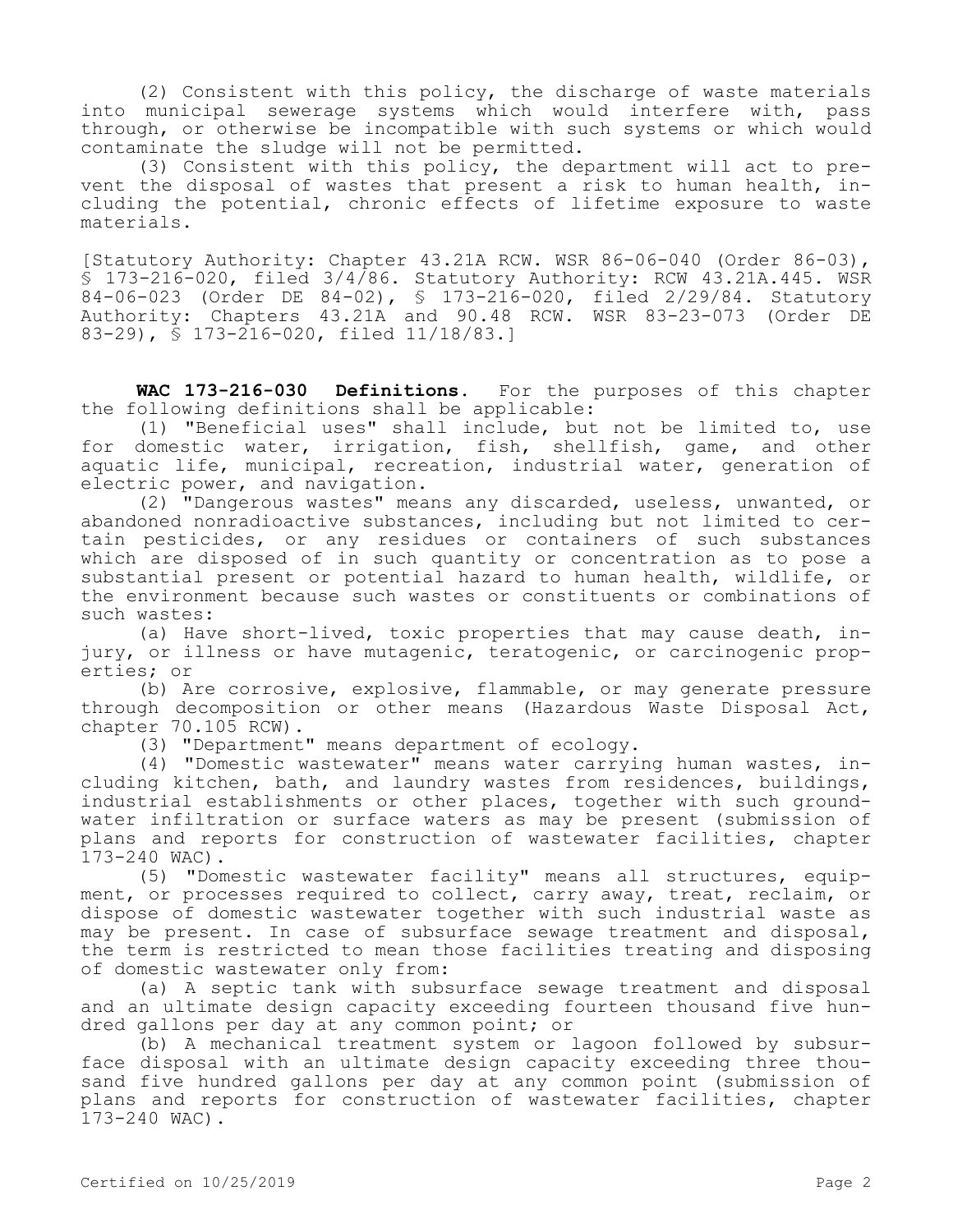(2) Consistent with this policy, the discharge of waste materials into municipal sewerage systems which would interfere with, pass through, or otherwise be incompatible with such systems or which would contaminate the sludge will not be permitted.

(3) Consistent with this policy, the department will act to prevent the disposal of wastes that present a risk to human health, including the potential, chronic effects of lifetime exposure to waste materials.

[Statutory Authority: Chapter 43.21A RCW. WSR 86-06-040 (Order 86-03), § 173-216-020, filed 3/4/86. Statutory Authority: RCW 43.21A.445. WSR 84-06-023 (Order DE 84-02), § 173-216-020, filed 2/29/84. Statutory Authority: Chapters 43.21A and 90.48 RCW. WSR 83-23-073 (Order DE 83-29), § 173-216-020, filed 11/18/83.]

**WAC 173-216-030 Definitions.** For the purposes of this chapter the following definitions shall be applicable:

(1) "Beneficial uses" shall include, but not be limited to, use for domestic water, irrigation, fish, shellfish, game, and other aquatic life, municipal, recreation, industrial water, generation of electric power, and navigation.

(2) "Dangerous wastes" means any discarded, useless, unwanted, or abandoned nonradioactive substances, including but not limited to certain pesticides, or any residues or containers of such substances which are disposed of in such quantity or concentration as to pose a substantial present or potential hazard to human health, wildlife, or the environment because such wastes or constituents or combinations of such wastes:

(a) Have short-lived, toxic properties that may cause death, injury, or illness or have mutagenic, teratogenic, or carcinogenic properties; or

(b) Are corrosive, explosive, flammable, or may generate pressure through decomposition or other means (Hazardous Waste Disposal Act, chapter 70.105 RCW).

(3) "Department" means department of ecology.

(4) "Domestic wastewater" means water carrying human wastes, including kitchen, bath, and laundry wastes from residences, buildings, industrial establishments or other places, together with such groundwater infiltration or surface waters as may be present (submission of plans and reports for construction of wastewater facilities, chapter 173-240 WAC).

(5) "Domestic wastewater facility" means all structures, equipment, or processes required to collect, carry away, treat, reclaim, or dispose of domestic wastewater together with such industrial waste as may be present. In case of subsurface sewage treatment and disposal, the term is restricted to mean those facilities treating and disposing of domestic wastewater only from:

(a) A septic tank with subsurface sewage treatment and disposal and an ultimate design capacity exceeding fourteen thousand five hundred gallons per day at any common point; or

(b) A mechanical treatment system or lagoon followed by subsurface disposal with an ultimate design capacity exceeding three thousand five hundred gallons per day at any common point (submission of plans and reports for construction of wastewater facilities, chapter 173-240 WAC).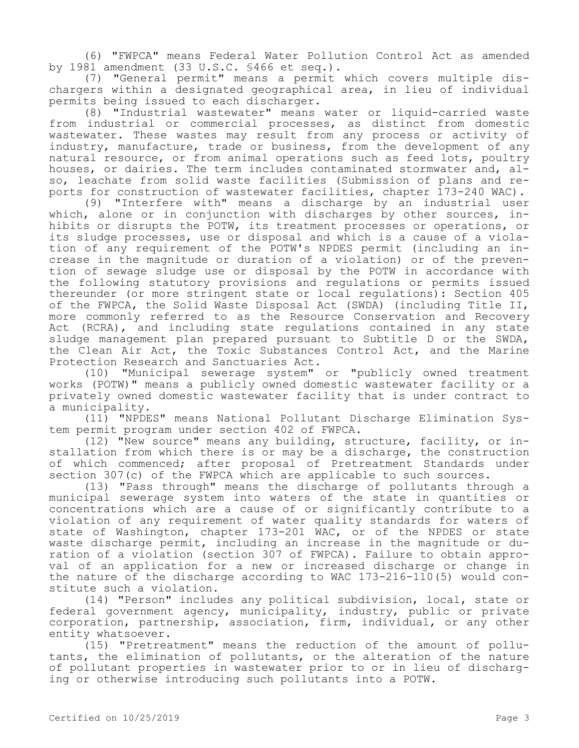(6) "FWPCA" means Federal Water Pollution Control Act as amended by 1981 amendment (33 U.S.C. §466 et seq.).

(7) "General permit" means a permit which covers multiple dischargers within a designated geographical area, in lieu of individual permits being issued to each discharger.

(8) "Industrial wastewater" means water or liquid-carried waste from industrial or commercial processes, as distinct from domestic wastewater. These wastes may result from any process or activity of industry, manufacture, trade or business, from the development of any natural resource, or from animal operations such as feed lots, poultry houses, or dairies. The term includes contaminated stormwater and, also, leachate from solid waste facilities (Submission of plans and reports for construction of wastewater facilities, chapter 173-240 WAC).

(9) "Interfere with" means a discharge by an industrial user which, alone or in conjunction with discharges by other sources, inhibits or disrupts the POTW, its treatment processes or operations, or its sludge processes, use or disposal and which is a cause of a violation of any requirement of the POTW's NPDES permit (including an increase in the magnitude or duration of a violation) or of the prevention of sewage sludge use or disposal by the POTW in accordance with the following statutory provisions and regulations or permits issued thereunder (or more stringent state or local regulations): Section 405 of the FWPCA, the Solid Waste Disposal Act (SWDA) (including Title II, more commonly referred to as the Resource Conservation and Recovery Act (RCRA), and including state regulations contained in any state sludge management plan prepared pursuant to Subtitle D or the SWDA, the Clean Air Act, the Toxic Substances Control Act, and the Marine Protection Research and Sanctuaries Act.

(10) "Municipal sewerage system" or "publicly owned treatment works (POTW)" means a publicly owned domestic wastewater facility or a privately owned domestic wastewater facility that is under contract to a municipality.

(11) "NPDES" means National Pollutant Discharge Elimination System permit program under section 402 of FWPCA.

(12) "New source" means any building, structure, facility, or installation from which there is or may be a discharge, the construction of which commenced; after proposal of Pretreatment Standards under section 307(c) of the FWPCA which are applicable to such sources.

(13) "Pass through" means the discharge of pollutants through a municipal sewerage system into waters of the state in quantities or concentrations which are a cause of or significantly contribute to a violation of any requirement of water quality standards for waters of state of Washington, chapter 173-201 WAC, or of the NPDES or state waste discharge permit, including an increase in the magnitude or duration of a violation (section 307 of FWPCA). Failure to obtain approval of an application for a new or increased discharge or change in the nature of the discharge according to WAC 173-216-110(5) would constitute such a violation.

(14) "Person" includes any political subdivision, local, state or federal government agency, municipality, industry, public or private corporation, partnership, association, firm, individual, or any other entity whatsoever.

(15) "Pretreatment" means the reduction of the amount of pollutants, the elimination of pollutants, or the alteration of the nature of pollutant properties in wastewater prior to or in lieu of discharging or otherwise introducing such pollutants into a POTW.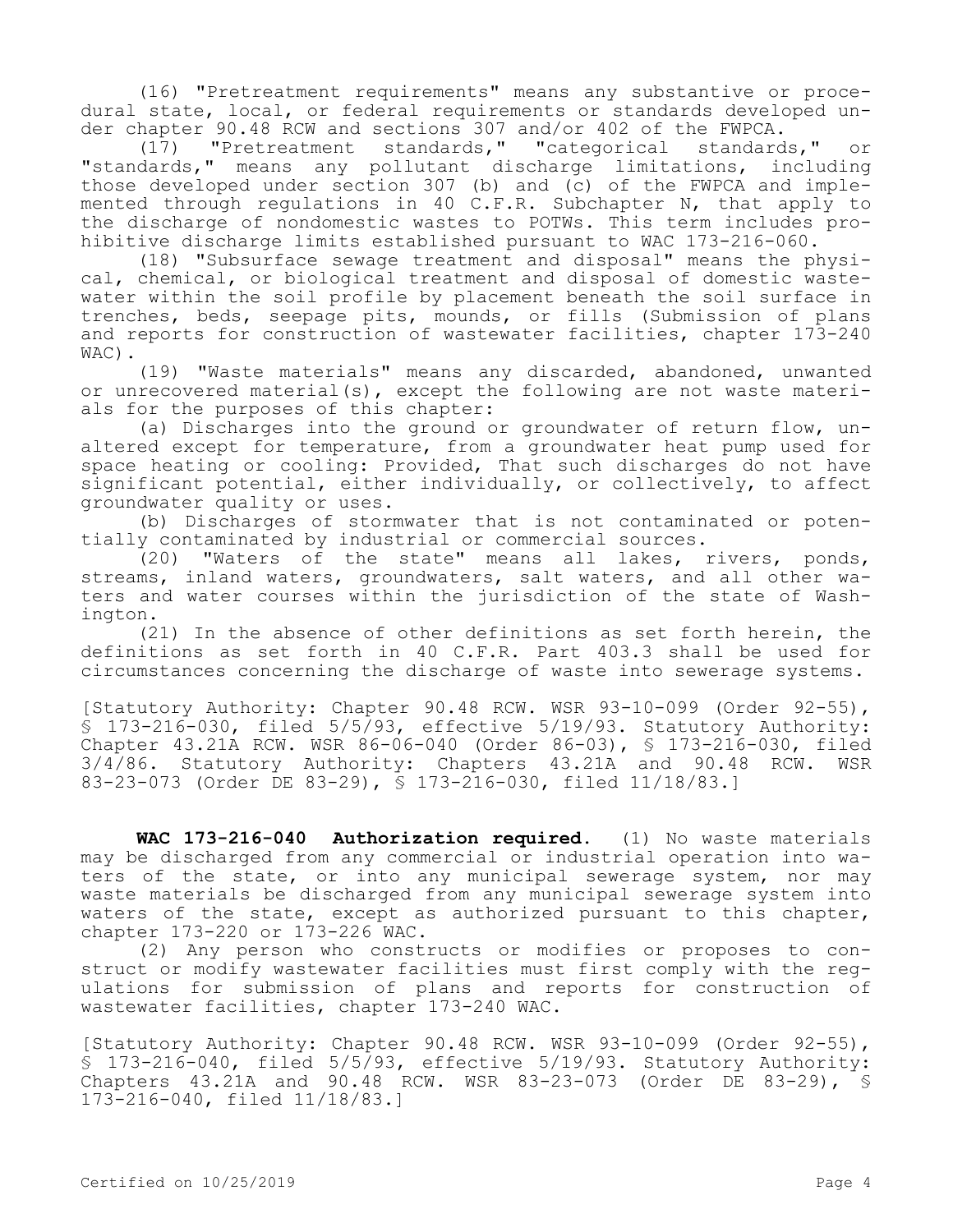(16) "Pretreatment requirements" means any substantive or procedural state, local, or federal requirements or standards developed under chapter 90.48 RCW and sections 307 and/or 402 of the FWPCA.

(17) "Pretreatment standards," "categorical standards," or "standards," means any pollutant discharge limitations, including those developed under section 307 (b) and (c) of the FWPCA and implemented through regulations in 40 C.F.R. Subchapter N, that apply to the discharge of nondomestic wastes to POTWs. This term includes prohibitive discharge limits established pursuant to WAC 173-216-060.

(18) "Subsurface sewage treatment and disposal" means the physical, chemical, or biological treatment and disposal of domestic wastewater within the soil profile by placement beneath the soil surface in trenches, beds, seepage pits, mounds, or fills (Submission of plans and reports for construction of wastewater facilities, chapter 173-240 WAC).

(19) "Waste materials" means any discarded, abandoned, unwanted or unrecovered material(s), except the following are not waste materials for the purposes of this chapter:

(a) Discharges into the ground or groundwater of return flow, unaltered except for temperature, from a groundwater heat pump used for space heating or cooling: Provided, That such discharges do not have significant potential, either individually, or collectively, to affect groundwater quality or uses.

(b) Discharges of stormwater that is not contaminated or potentially contaminated by industrial or commercial sources.

(20) "Waters of the state" means all lakes, rivers, ponds, streams, inland waters, groundwaters, salt waters, and all other waters and water courses within the jurisdiction of the state of Washington.

(21) In the absence of other definitions as set forth herein, the definitions as set forth in 40 C.F.R. Part 403.3 shall be used for circumstances concerning the discharge of waste into sewerage systems.

[Statutory Authority: Chapter 90.48 RCW. WSR 93-10-099 (Order 92-55), § 173-216-030, filed 5/5/93, effective 5/19/93. Statutory Authority: Chapter 43.21A RCW. WSR 86-06-040 (Order 86-03), § 173-216-030, filed 3/4/86. Statutory Authority: Chapters 43.21A and 90.48 RCW. WSR 83-23-073 (Order DE 83-29), § 173-216-030, filed 11/18/83.]

**WAC 173-216-040 Authorization required.** (1) No waste materials may be discharged from any commercial or industrial operation into waters of the state, or into any municipal sewerage system, nor may waste materials be discharged from any municipal sewerage system into waters of the state, except as authorized pursuant to this chapter, chapter 173-220 or 173-226 WAC.

(2) Any person who constructs or modifies or proposes to construct or modify wastewater facilities must first comply with the regulations for submission of plans and reports for construction of wastewater facilities, chapter 173-240 WAC.

[Statutory Authority: Chapter 90.48 RCW. WSR 93-10-099 (Order 92-55), § 173-216-040, filed 5/5/93, effective 5/19/93. Statutory Authority: Chapters 43.21A and 90.48 RCW. WSR 83-23-073 (Order DE 83-29), § 173-216-040, filed 11/18/83.]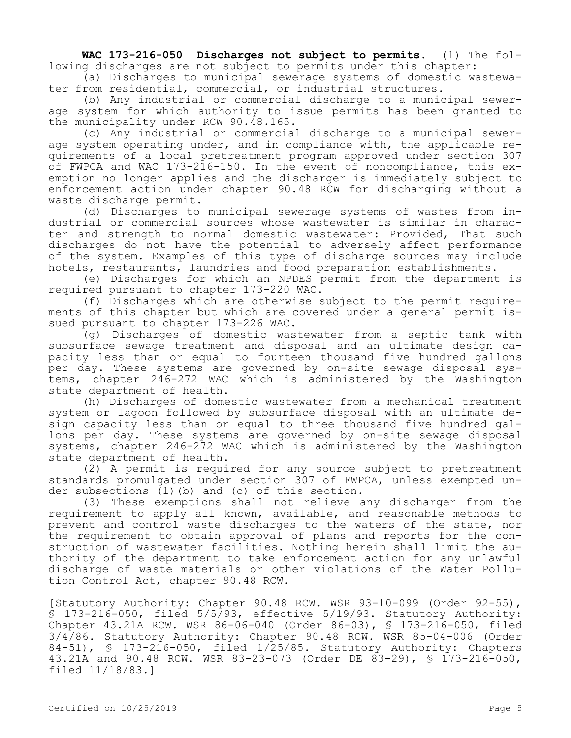**WAC 173-216-050 Discharges not subject to permits.** (1) The following discharges are not subject to permits under this chapter:

(a) Discharges to municipal sewerage systems of domestic wastewater from residential, commercial, or industrial structures.

(b) Any industrial or commercial discharge to a municipal sewerage system for which authority to issue permits has been granted to the municipality under RCW 90.48.165.

(c) Any industrial or commercial discharge to a municipal sewerage system operating under, and in compliance with, the applicable requirements of a local pretreatment program approved under section 307 of FWPCA and WAC 173-216-150. In the event of noncompliance, this exemption no longer applies and the discharger is immediately subject to enforcement action under chapter 90.48 RCW for discharging without a waste discharge permit.

(d) Discharges to municipal sewerage systems of wastes from industrial or commercial sources whose wastewater is similar in character and strength to normal domestic wastewater: Provided, That such discharges do not have the potential to adversely affect performance of the system. Examples of this type of discharge sources may include hotels, restaurants, laundries and food preparation establishments.

(e) Discharges for which an NPDES permit from the department is required pursuant to chapter 173-220 WAC.

(f) Discharges which are otherwise subject to the permit requirements of this chapter but which are covered under a general permit issued pursuant to chapter 173-226 WAC.

(g) Discharges of domestic wastewater from a septic tank with subsurface sewage treatment and disposal and an ultimate design capacity less than or equal to fourteen thousand five hundred gallons per day. These systems are governed by on-site sewage disposal systems, chapter 246-272 WAC which is administered by the Washington state department of health.

(h) Discharges of domestic wastewater from a mechanical treatment system or lagoon followed by subsurface disposal with an ultimate design capacity less than or equal to three thousand five hundred gallons per day. These systems are governed by on-site sewage disposal systems, chapter 246-272 WAC which is administered by the Washington state department of health.

(2) A permit is required for any source subject to pretreatment standards promulgated under section 307 of FWPCA, unless exempted under subsections (1)(b) and (c) of this section.

(3) These exemptions shall not relieve any discharger from the requirement to apply all known, available, and reasonable methods to prevent and control waste discharges to the waters of the state, nor the requirement to obtain approval of plans and reports for the construction of wastewater facilities. Nothing herein shall limit the authority of the department to take enforcement action for any unlawful discharge of waste materials or other violations of the Water Pollution Control Act, chapter 90.48 RCW.

[Statutory Authority: Chapter 90.48 RCW. WSR 93-10-099 (Order 92-55), § 173-216-050, filed 5/5/93, effective 5/19/93. Statutory Authority: Chapter 43.21A RCW. WSR 86-06-040 (Order 86-03), § 173-216-006, filed 3/4/86. Statutory Authority: Chapter 90.48 RCW. WSR 85-04-006 (Order 84-51), § 173-216-050, filed 1/25/85. Statutory Authority: Chapters 43.21A and 90.48 RCW. WSR 83-23-073 (Order DE 83-29), § 173-216-050, filed 11/18/83.]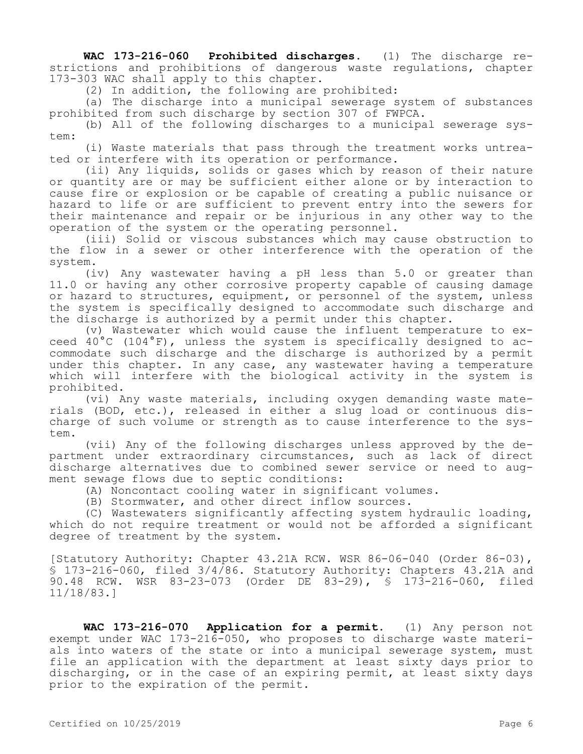**WAC 173-216-060 Prohibited discharges.** (1) The discharge restrictions and prohibitions of dangerous waste regulations, chapter 173-303 WAC shall apply to this chapter.

(2) In addition, the following are prohibited:

(a) The discharge into a municipal sewerage system of substances prohibited from such discharge by section 307 of FWPCA.

(b) All of the following discharges to a municipal sewerage system:

(i) Waste materials that pass through the treatment works untreated or interfere with its operation or performance.

(ii) Any liquids, solids or gases which by reason of their nature or quantity are or may be sufficient either alone or by interaction to cause fire or explosion or be capable of creating a public nuisance or hazard to life or are sufficient to prevent entry into the sewers for their maintenance and repair or be injurious in any other way to the operation of the system or the operating personnel.

(iii) Solid or viscous substances which may cause obstruction to the flow in a sewer or other interference with the operation of the system.

(iv) Any wastewater having a pH less than 5.0 or greater than 11.0 or having any other corrosive property capable of causing damage or hazard to structures, equipment, or personnel of the system, unless the system is specifically designed to accommodate such discharge and the discharge is authorized by a permit under this chapter.

(v) Wastewater which would cause the influent temperature to exceed 40°C (104°F), unless the system is specifically designed to accommodate such discharge and the discharge is authorized by a permit under this chapter. In any case, any wastewater having a temperature which will interfere with the biological activity in the system is prohibited.

(vi) Any waste materials, including oxygen demanding waste materials (BOD, etc.), released in either a slug load or continuous discharge of such volume or strength as to cause interference to the system.

(vii) Any of the following discharges unless approved by the department under extraordinary circumstances, such as lack of direct discharge alternatives due to combined sewer service or need to augment sewage flows due to septic conditions:

(A) Noncontact cooling water in significant volumes.

(B) Stormwater, and other direct inflow sources.

(C) Wastewaters significantly affecting system hydraulic loading, which do not require treatment or would not be afforded a significant degree of treatment by the system.

[Statutory Authority: Chapter 43.21A RCW. WSR 86-06-040 (Order 86-03), § 173-216-060, filed 3/4/86. Statutory Authority: Chapters 43.21A and 90.48 RCW. WSR 83-23-073 (Order DE 83-29), § 173-216-060, filed 11/18/83.]

**WAC 173-216-070 Application for a permit.** (1) Any person not exempt under WAC 173-216-050, who proposes to discharge waste materials into waters of the state or into a municipal sewerage system, must file an application with the department at least sixty days prior to discharging, or in the case of an expiring permit, at least sixty days prior to the expiration of the permit.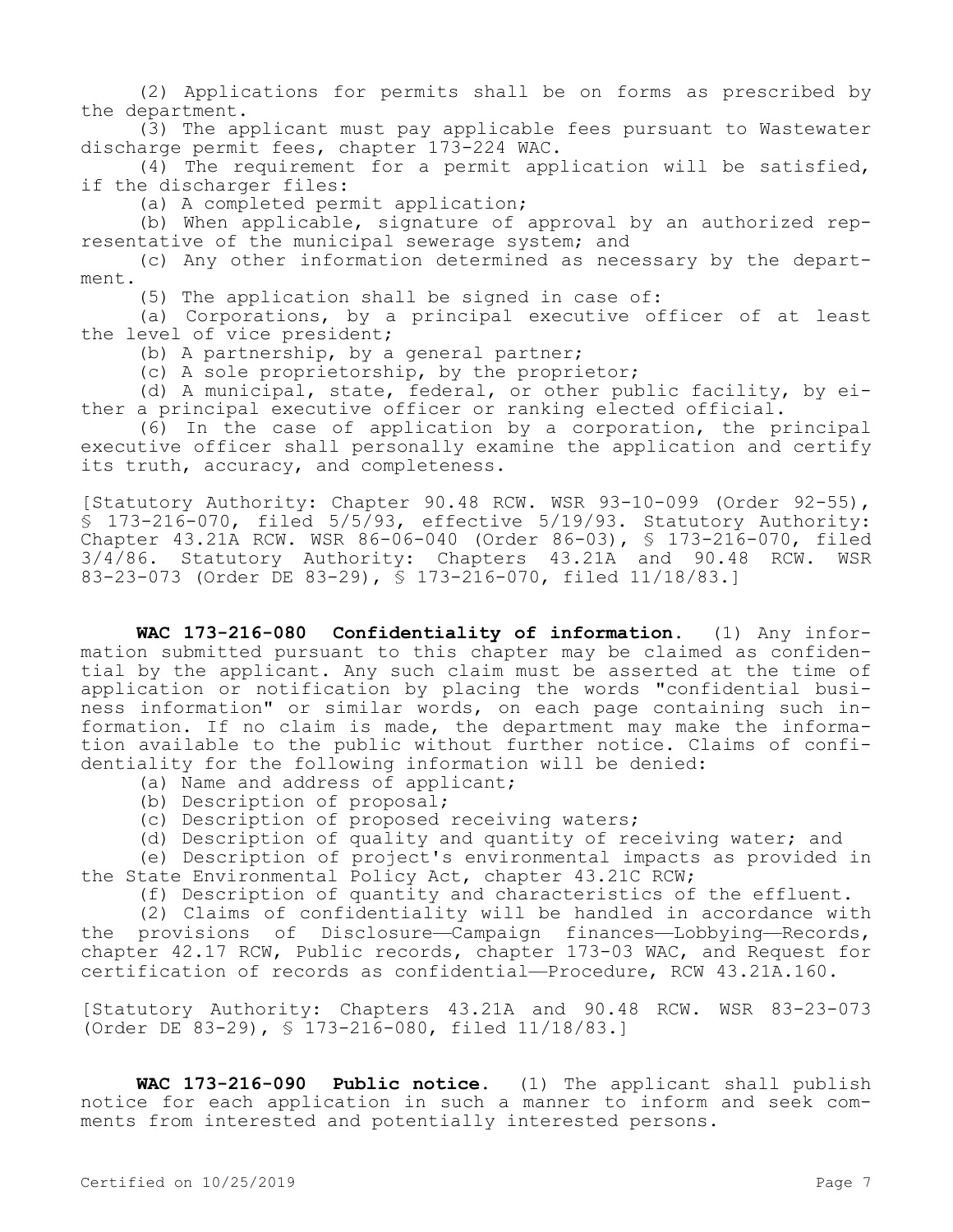(2) Applications for permits shall be on forms as prescribed by the department.

(3) The applicant must pay applicable fees pursuant to Wastewater discharge permit fees, chapter 173-224 WAC.

(4) The requirement for a permit application will be satisfied, if the discharger files:

(a) A completed permit application;

(b) When applicable, signature of approval by an authorized representative of the municipal sewerage system; and

(c) Any other information determined as necessary by the department.

(5) The application shall be signed in case of:

(a) Corporations, by a principal executive officer of at least the level of vice president;

(b) A partnership, by a general partner;

(c) A sole proprietorship, by the proprietor;

(d) A municipal, state, federal, or other public facility, by either a principal executive officer or ranking elected official.

(6) In the case of application by a corporation, the principal executive officer shall personally examine the application and certify its truth, accuracy, and completeness.

[Statutory Authority: Chapter 90.48 RCW. WSR 93-10-099 (Order 92-55), § 173-216-070, filed 5/5/93, effective 5/19/93. Statutory Authority: Chapter 43.21A RCW. WSR 86-06-040 (Order 86-03), § 173-216-070, filed 3/4/86. Statutory Authority: Chapters 43.21A and 90.48 RCW. WSR 83-23-073 (Order DE 83-29), § 173-216-070, filed 11/18/83.]

**WAC 173-216-080 Confidentiality of information.** (1) Any information submitted pursuant to this chapter may be claimed as confidential by the applicant. Any such claim must be asserted at the time of application or notification by placing the words "confidential business information" or similar words, on each page containing such information. If no claim is made, the department may make the information available to the public without further notice. Claims of confidentiality for the following information will be denied:

(a) Name and address of applicant;

(b) Description of proposal;

(c) Description of proposed receiving waters;

(d) Description of quality and quantity of receiving water; and

(e) Description of project's environmental impacts as provided in the State Environmental Policy Act, chapter 43.21C RCW;

(f) Description of quantity and characteristics of the effluent.

(2) Claims of confidentiality will be handled in accordance with the provisions of Disclosure—Campaign finances—Lobbying—Records, chapter 42.17 RCW, Public records, chapter 173-03 WAC, and Request for certification of records as confidential—Procedure, RCW 43.21A.160.

[Statutory Authority: Chapters 43.21A and 90.48 RCW. WSR 83-23-073 (Order DE 83-29), § 173-216-080, filed 11/18/83.]

**WAC 173-216-090 Public notice.** (1) The applicant shall publish notice for each application in such a manner to inform and seek comments from interested and potentially interested persons.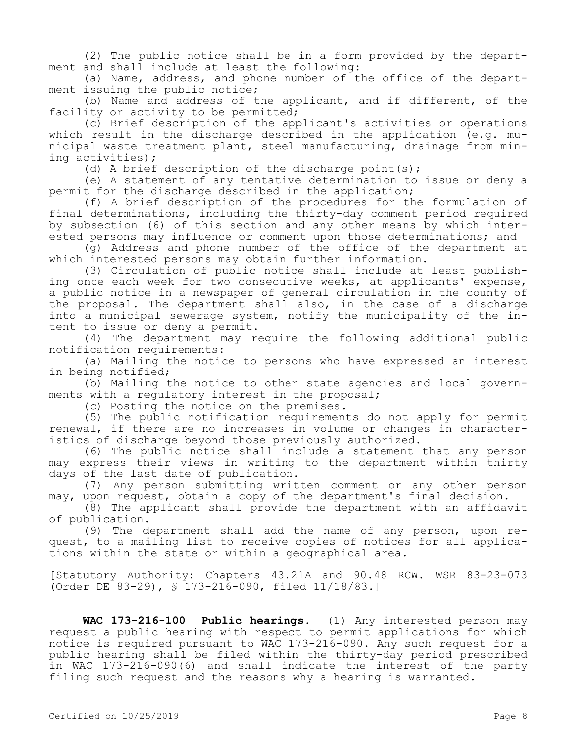(2) The public notice shall be in a form provided by the department and shall include at least the following:

(a) Name, address, and phone number of the office of the department issuing the public notice;

(b) Name and address of the applicant, and if different, of the facility or activity to be permitted;

(c) Brief description of the applicant's activities or operations which result in the discharge described in the application (e.g. municipal waste treatment plant, steel manufacturing, drainage from mining activities);

(d) A brief description of the discharge point(s);

(e) A statement of any tentative determination to issue or deny a permit for the discharge described in the application;

(f) A brief description of the procedures for the formulation of final determinations, including the thirty-day comment period required by subsection (6) of this section and any other means by which interested persons may influence or comment upon those determinations; and

(g) Address and phone number of the office of the department at which interested persons may obtain further information.

(3) Circulation of public notice shall include at least publishing once each week for two consecutive weeks, at applicants' expense, a public notice in a newspaper of general circulation in the county of the proposal. The department shall also, in the case of a discharge into a municipal sewerage system, notify the municipality of the intent to issue or deny a permit.

(4) The department may require the following additional public notification requirements:

(a) Mailing the notice to persons who have expressed an interest in being notified;

(b) Mailing the notice to other state agencies and local governments with a regulatory interest in the proposal;

(c) Posting the notice on the premises.

(5) The public notification requirements do not apply for permit renewal, if there are no increases in volume or changes in characteristics of discharge beyond those previously authorized.

(6) The public notice shall include a statement that any person may express their views in writing to the department within thirty days of the last date of publication.

(7) Any person submitting written comment or any other person may, upon request, obtain a copy of the department's final decision.

(8) The applicant shall provide the department with an affidavit of publication.

(9) The department shall add the name of any person, upon request, to a mailing list to receive copies of notices for all applications within the state or within a geographical area.

[Statutory Authority: Chapters 43.21A and 90.48 RCW. WSR 83-23-073 (Order DE 83-29), § 173-216-090, filed 11/18/83.]

**WAC 173-216-100 Public hearings.** (1) Any interested person may request a public hearing with respect to permit applications for which notice is required pursuant to WAC 173-216-090. Any such request for a public hearing shall be filed within the thirty-day period prescribed in WAC 173-216-090(6) and shall indicate the interest of the party filing such request and the reasons why a hearing is warranted.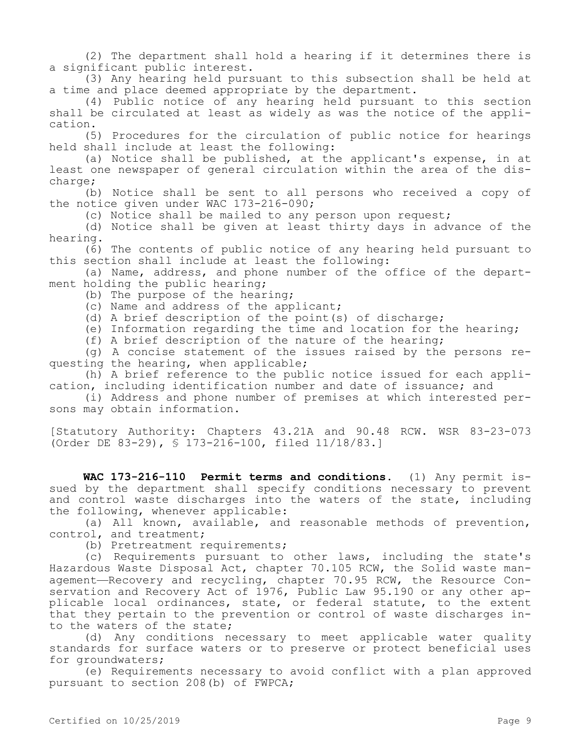(2) The department shall hold a hearing if it determines there is a significant public interest.

(3) Any hearing held pursuant to this subsection shall be held at a time and place deemed appropriate by the department.

(4) Public notice of any hearing held pursuant to this section shall be circulated at least as widely as was the notice of the application.

(5) Procedures for the circulation of public notice for hearings held shall include at least the following:

(a) Notice shall be published, at the applicant's expense, in at least one newspaper of general circulation within the area of the discharge;

(b) Notice shall be sent to all persons who received a copy of the notice given under WAC 173-216-090;

(c) Notice shall be mailed to any person upon request;

(d) Notice shall be given at least thirty days in advance of the hearing.

(6) The contents of public notice of any hearing held pursuant to this section shall include at least the following:

(a) Name, address, and phone number of the office of the department holding the public hearing;

(b) The purpose of the hearing;

(c) Name and address of the applicant;

(d) A brief description of the point(s) of discharge;

(e) Information regarding the time and location for the hearing;

(f) A brief description of the nature of the hearing;

(g) A concise statement of the issues raised by the persons requesting the hearing, when applicable;

(h) A brief reference to the public notice issued for each application, including identification number and date of issuance; and

(i) Address and phone number of premises at which interested persons may obtain information.

[Statutory Authority: Chapters 43.21A and 90.48 RCW. WSR 83-23-073 (Order DE 83-29), § 173-216-100, filed 11/18/83.]

**WAC 173-216-110 Permit terms and conditions.** (1) Any permit issued by the department shall specify conditions necessary to prevent and control waste discharges into the waters of the state, including the following, whenever applicable:

(a) All known, available, and reasonable methods of prevention, control, and treatment;

(b) Pretreatment requirements;

(c) Requirements pursuant to other laws, including the state's Hazardous Waste Disposal Act, chapter 70.105 RCW, the Solid waste management—Recovery and recycling, chapter 70.95 RCW, the Resource Conservation and Recovery Act of 1976, Public Law 95.190 or any other applicable local ordinances, state, or federal statute, to the extent that they pertain to the prevention or control of waste discharges into the waters of the state;

(d) Any conditions necessary to meet applicable water quality standards for surface waters or to preserve or protect beneficial uses for groundwaters;

(e) Requirements necessary to avoid conflict with a plan approved pursuant to section 208(b) of FWPCA;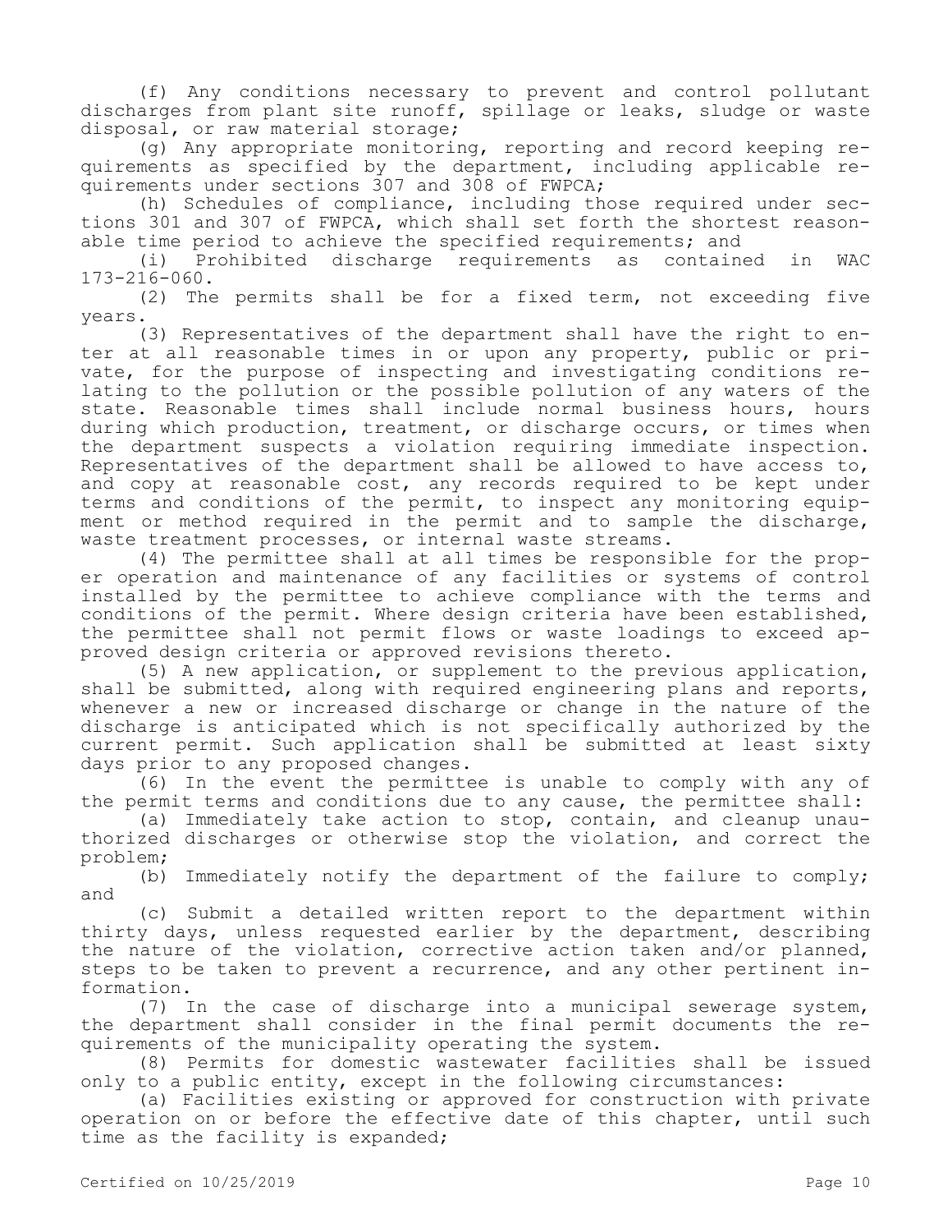(f) Any conditions necessary to prevent and control pollutant discharges from plant site runoff, spillage or leaks, sludge or waste disposal, or raw material storage;

(g) Any appropriate monitoring, reporting and record keeping requirements as specified by the department, including applicable requirements under sections 307 and 308 of FWPCA;

(h) Schedules of compliance, including those required under sections 301 and 307 of FWPCA, which shall set forth the shortest reasonable time period to achieve the specified requirements; and

(i) Prohibited discharge requirements as contained in WAC 173-216-060.

(2) The permits shall be for a fixed term, not exceeding five years.

(3) Representatives of the department shall have the right to enter at all reasonable times in or upon any property, public or private, for the purpose of inspecting and investigating conditions relating to the pollution or the possible pollution of any waters of the state. Reasonable times shall include normal business hours, hours during which production, treatment, or discharge occurs, or times when the department suspects a violation requiring immediate inspection. Representatives of the department shall be allowed to have access to, and copy at reasonable cost, any records required to be kept under terms and conditions of the permit, to inspect any monitoring equipment or method required in the permit and to sample the discharge, waste treatment processes, or internal waste streams.

(4) The permittee shall at all times be responsible for the proper operation and maintenance of any facilities or systems of control installed by the permittee to achieve compliance with the terms and conditions of the permit. Where design criteria have been established, the permittee shall not permit flows or waste loadings to exceed approved design criteria or approved revisions thereto.

(5) A new application, or supplement to the previous application, shall be submitted, along with required engineering plans and reports, whenever a new or increased discharge or change in the nature of the discharge is anticipated which is not specifically authorized by the current permit. Such application shall be submitted at least sixty days prior to any proposed changes.

(6) In the event the permittee is unable to comply with any of the permit terms and conditions due to any cause, the permittee shall:

(a) Immediately take action to stop, contain, and cleanup unauthorized discharges or otherwise stop the violation, and correct the problem;

(b) Immediately notify the department of the failure to comply; and

(c) Submit a detailed written report to the department within thirty days, unless requested earlier by the department, describing the nature of the violation, corrective action taken and/or planned, steps to be taken to prevent a recurrence, and any other pertinent information.

(7) In the case of discharge into a municipal sewerage system, the department shall consider in the final permit documents the requirements of the municipality operating the system.

(8) Permits for domestic wastewater facilities shall be issued only to a public entity, except in the following circumstances:

(a) Facilities existing or approved for construction with private operation on or before the effective date of this chapter, until such time as the facility is expanded;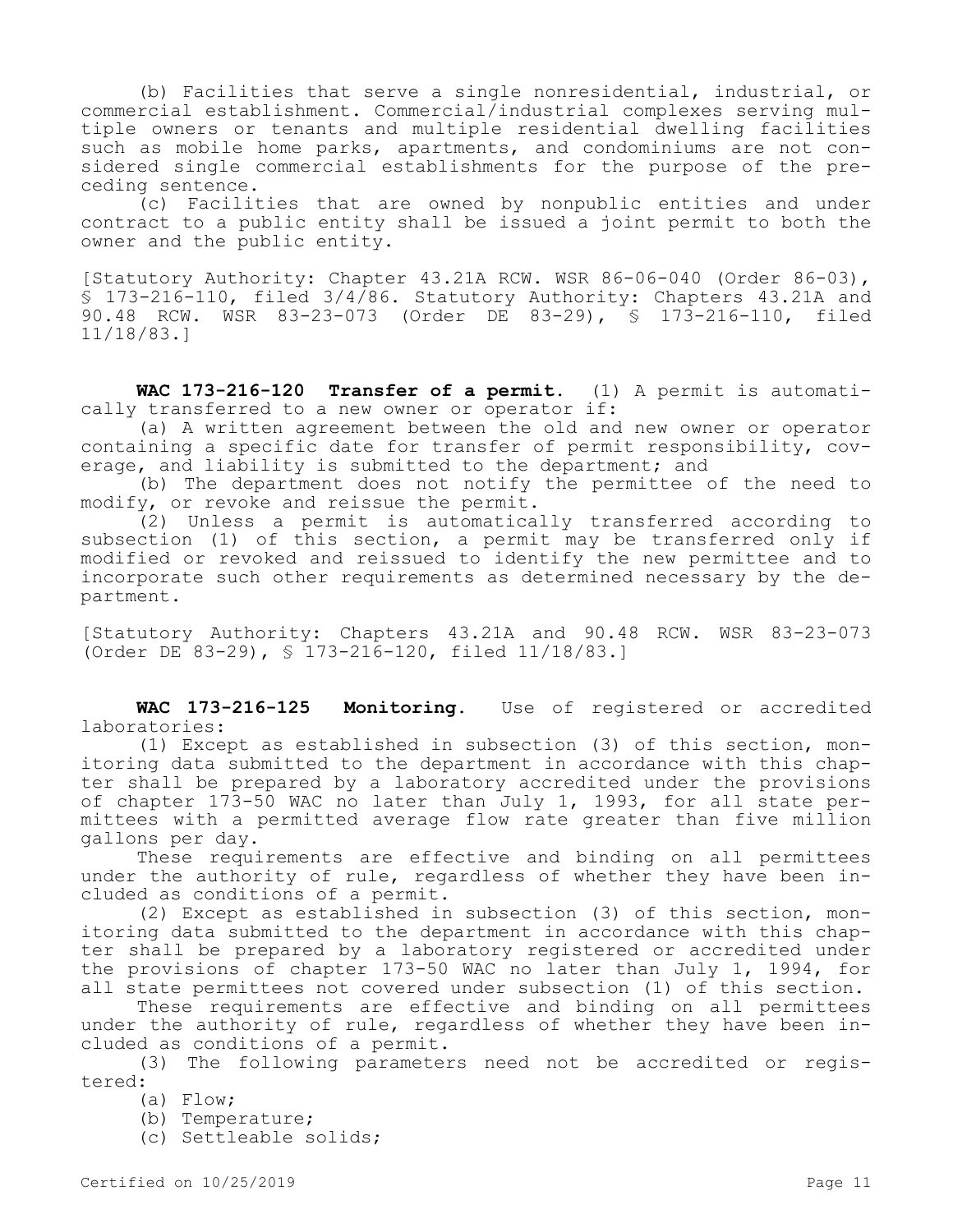(b) Facilities that serve a single nonresidential, industrial, or commercial establishment. Commercial/industrial complexes serving multiple owners or tenants and multiple residential dwelling facilities such as mobile home parks, apartments, and condominiums are not considered single commercial establishments for the purpose of the preceding sentence.

(c) Facilities that are owned by nonpublic entities and under contract to a public entity shall be issued a joint permit to both the owner and the public entity.

[Statutory Authority: Chapter 43.21A RCW. WSR 86-06-040 (Order 86-03), § 173-216-110, filed 3/4/86. Statutory Authority: Chapters 43.21A and 90.48 RCW. WSR 83-23-073 (Order DE 83-29), § 173-216-110, filed 11/18/83.]

**WAC 173-216-120 Transfer of a permit.** (1) A permit is automatically transferred to a new owner or operator if:

(a) A written agreement between the old and new owner or operator containing a specific date for transfer of permit responsibility, coverage, and liability is submitted to the department; and

(b) The department does not notify the permittee of the need to modify, or revoke and reissue the permit.

(2) Unless a permit is automatically transferred according to subsection (1) of this section, a permit may be transferred only if modified or revoked and reissued to identify the new permittee and to incorporate such other requirements as determined necessary by the department.

[Statutory Authority: Chapters 43.21A and 90.48 RCW. WSR 83-23-073 (Order DE 83-29), § 173-216-120, filed 11/18/83.]

**WAC 173-216-125 Monitoring.** Use of registered or accredited laboratories:

(1) Except as established in subsection (3) of this section, monitoring data submitted to the department in accordance with this chapter shall be prepared by a laboratory accredited under the provisions of chapter 173-50 WAC no later than July 1, 1993, for all state permittees with a permitted average flow rate greater than five million gallons per day.

These requirements are effective and binding on all permittees under the authority of rule, regardless of whether they have been included as conditions of a permit.

(2) Except as established in subsection (3) of this section, monitoring data submitted to the department in accordance with this chapter shall be prepared by a laboratory registered or accredited under the provisions of chapter 173-50 WAC no later than July 1, 1994, for all state permittees not covered under subsection (1) of this section.

These requirements are effective and binding on all permittees under the authority of rule, regardless of whether they have been included as conditions of a permit.

(3) The following parameters need not be accredited or registered:

(a) Flow;

(b) Temperature;

(c) Settleable solids;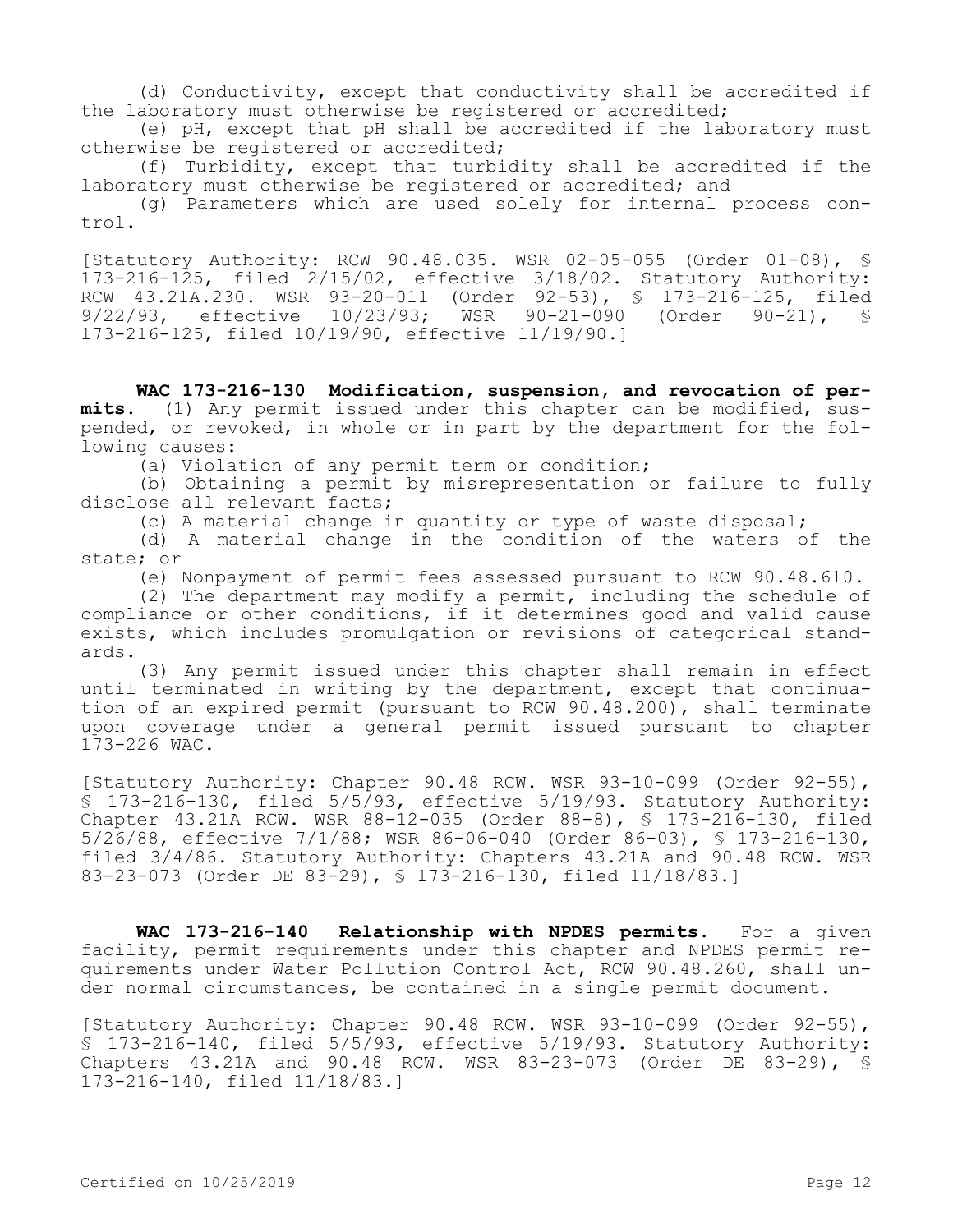(d) Conductivity, except that conductivity shall be accredited if the laboratory must otherwise be registered or accredited;

(e) pH, except that pH shall be accredited if the laboratory must otherwise be registered or accredited;

(f) Turbidity, except that turbidity shall be accredited if the laboratory must otherwise be registered or accredited; and

(g) Parameters which are used solely for internal process control.

[Statutory Authority: RCW 90.48.035. WSR 02-05-055 (Order 01-08), § 173-216-125, filed 2/15/02, effective 3/18/02. Statutory Authority: RCW 43.21A.230. WSR 93-20-011 (Order 92-53), § 173-216-125, filed 9/22/93, effective 10/23/93; WSR 90-21-090 (Order 90-21), § 173-216-125, filed 10/19/90, effective 11/19/90.]

**WAC 173-216-130 Modification, suspension, and revocation of permits.** (1) Any permit issued under this chapter can be modified, suspended, or revoked, in whole or in part by the department for the following causes:

(a) Violation of any permit term or condition;

(b) Obtaining a permit by misrepresentation or failure to fully disclose all relevant facts;

(c) A material change in quantity or type of waste disposal;

(d) A material change in the condition of the waters of the state; or

(e) Nonpayment of permit fees assessed pursuant to RCW 90.48.610.

(2) The department may modify a permit, including the schedule of compliance or other conditions, if it determines good and valid cause exists, which includes promulgation or revisions of categorical standards.

(3) Any permit issued under this chapter shall remain in effect until terminated in writing by the department, except that continuation of an expired permit (pursuant to RCW 90.48.200), shall terminate upon coverage under a general permit issued pursuant to chapter 173-226 WAC.

[Statutory Authority: Chapter 90.48 RCW. WSR 93-10-099 (Order 92-55), § 173-216-130, filed 5/5/93, effective 5/19/93. Statutory Authority: Chapter 43.21A RCW. WSR 88-12-035 (Order 88-8), § 173-216-130, filed 5/26/88, effective 7/1/88; WSR 86-06-040 (Order 86-03), § 173-216-130, filed 3/4/86. Statutory Authority: Chapters 43.21A and 90.48 RCW. WSR 83-23-073 (Order DE 83-29), § 173-216-130, filed 11/18/83.]

**WAC 173-216-140 Relationship with NPDES permits.** For a given facility, permit requirements under this chapter and NPDES permit requirements under Water Pollution Control Act, RCW 90.48.260, shall under normal circumstances, be contained in a single permit document.

[Statutory Authority: Chapter 90.48 RCW. WSR 93-10-099 (Order 92-55), § 173-216-140, filed 5/5/93, effective 5/19/93. Statutory Authority: Chapters 43.21A and 90.48 RCW. WSR 83-23-073 (Order DE 83-29), § 173-216-140, filed 11/18/83.]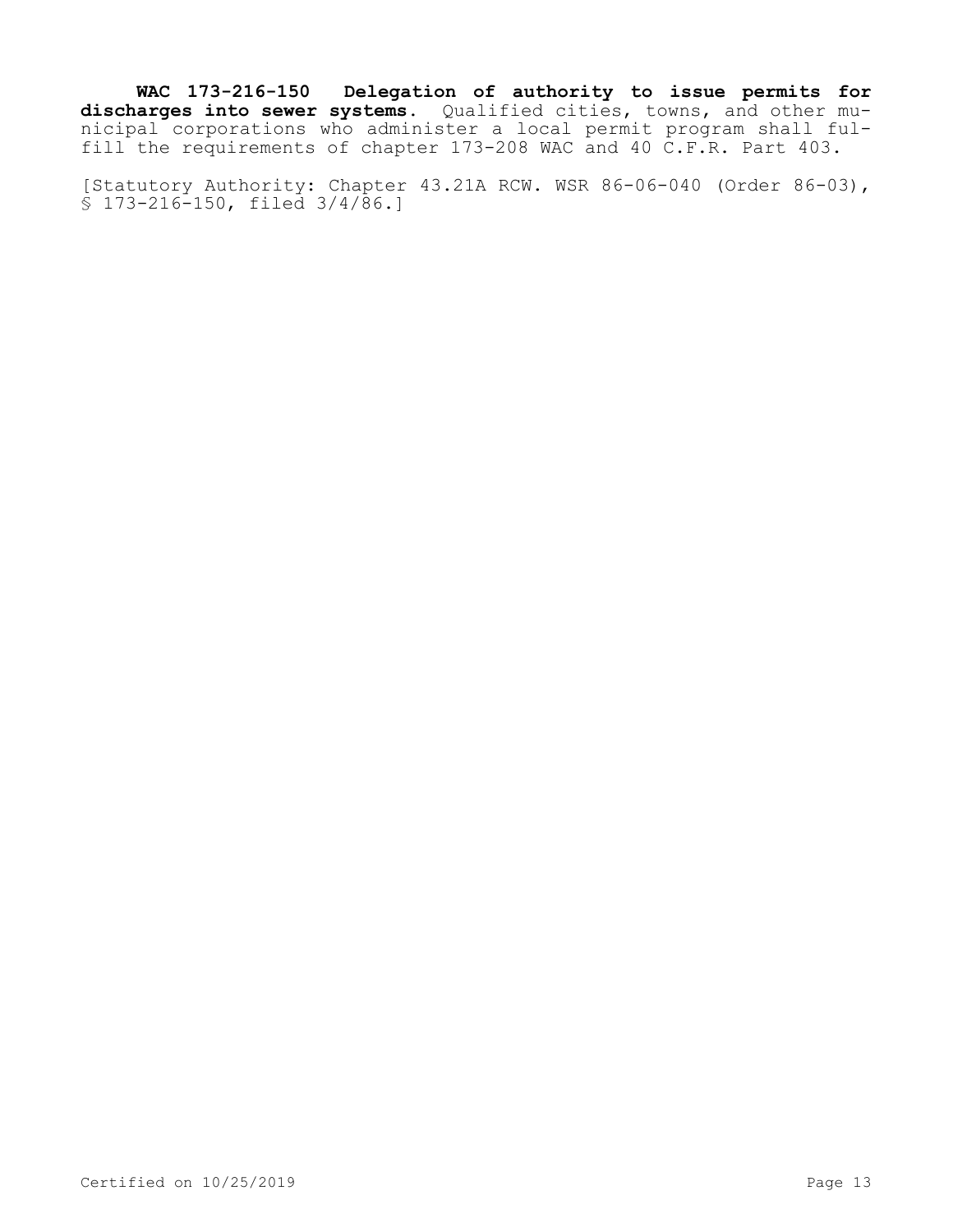**WAC 173-216-150 Delegation of authority to issue permits for discharges into sewer systems.** Qualified cities, towns, and other municipal corporations who administer a local permit program shall fulfill the requirements of chapter 173-208 WAC and 40 C.F.R. Part 403.

[Statutory Authority: Chapter 43.21A RCW. WSR 86-06-040 (Order 86-03), § 173-216-150, filed 3/4/86.]